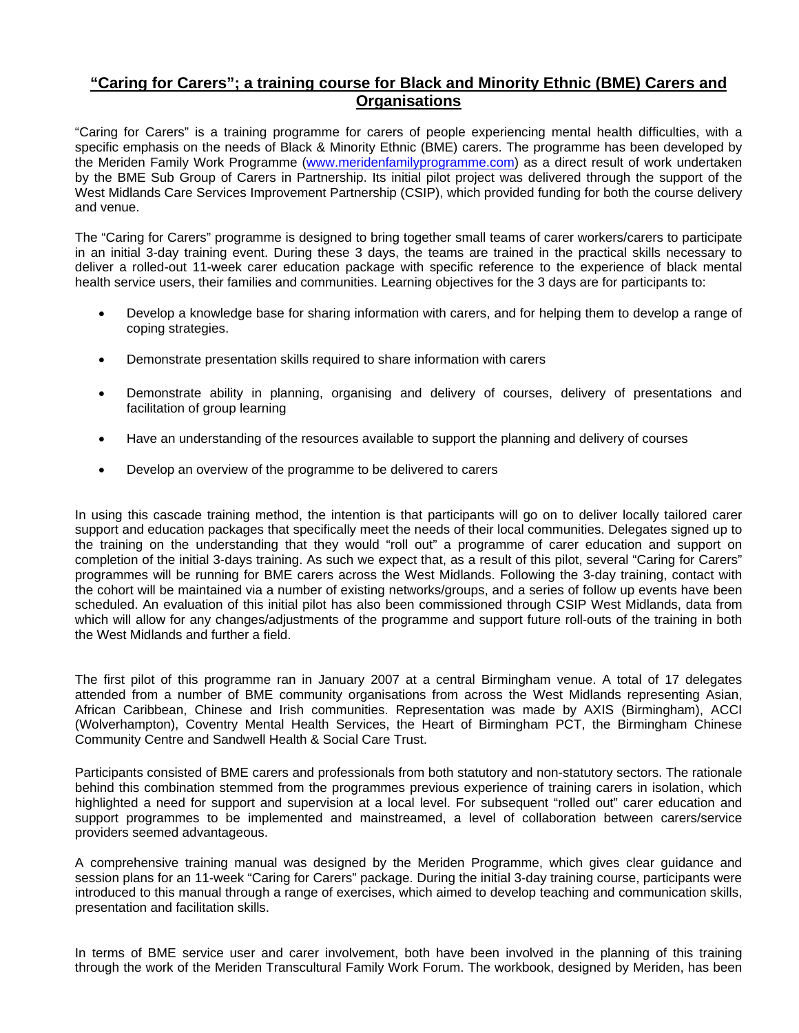## **"Caring for Carers"; a training course for Black and Minority Ethnic (BME) Carers and Organisations**

"Caring for Carers" is a training programme for carers of people experiencing mental health difficulties, with a specific emphasis on the needs of Black & Minority Ethnic (BME) carers. The programme has been developed by the Meriden Family Work Programme (www.meridenfamilyprogramme.com) as a direct result of work undertaken by the BME Sub Group of Carers in Partnership. Its initial pilot project was delivered through the support of the West Midlands Care Services Improvement Partnership (CSIP), which provided funding for both the course delivery and venue.

The "Caring for Carers" programme is designed to bring together small teams of carer workers/carers to participate in an initial 3-day training event. During these 3 days, the teams are trained in the practical skills necessary to deliver a rolled-out 11-week carer education package with specific reference to the experience of black mental health service users, their families and communities. Learning objectives for the 3 days are for participants to:

- Develop a knowledge base for sharing information with carers, and for helping them to develop a range of coping strategies.
- Demonstrate presentation skills required to share information with carers
- Demonstrate ability in planning, organising and delivery of courses, delivery of presentations and facilitation of group learning
- Have an understanding of the resources available to support the planning and delivery of courses
- Develop an overview of the programme to be delivered to carers

In using this cascade training method, the intention is that participants will go on to deliver locally tailored carer support and education packages that specifically meet the needs of their local communities. Delegates signed up to the training on the understanding that they would "roll out" a programme of carer education and support on completion of the initial 3-days training. As such we expect that, as a result of this pilot, several "Caring for Carers" programmes will be running for BME carers across the West Midlands. Following the 3-day training, contact with the cohort will be maintained via a number of existing networks/groups, and a series of follow up events have been scheduled. An evaluation of this initial pilot has also been commissioned through CSIP West Midlands, data from which will allow for any changes/adjustments of the programme and support future roll-outs of the training in both the West Midlands and further a field.

The first pilot of this programme ran in January 2007 at a central Birmingham venue. A total of 17 delegates attended from a number of BME community organisations from across the West Midlands representing Asian, African Caribbean, Chinese and Irish communities. Representation was made by AXIS (Birmingham), ACCI (Wolverhampton), Coventry Mental Health Services, the Heart of Birmingham PCT, the Birmingham Chinese Community Centre and Sandwell Health & Social Care Trust.

Participants consisted of BME carers and professionals from both statutory and non-statutory sectors. The rationale behind this combination stemmed from the programmes previous experience of training carers in isolation, which highlighted a need for support and supervision at a local level. For subsequent "rolled out" carer education and support programmes to be implemented and mainstreamed, a level of collaboration between carers/service providers seemed advantageous.

A comprehensive training manual was designed by the Meriden Programme, which gives clear guidance and session plans for an 11-week "Caring for Carers" package. During the initial 3-day training course, participants were introduced to this manual through a range of exercises, which aimed to develop teaching and communication skills, presentation and facilitation skills.

In terms of BME service user and carer involvement, both have been involved in the planning of this training through the work of the Meriden Transcultural Family Work Forum. The workbook, designed by Meriden, has been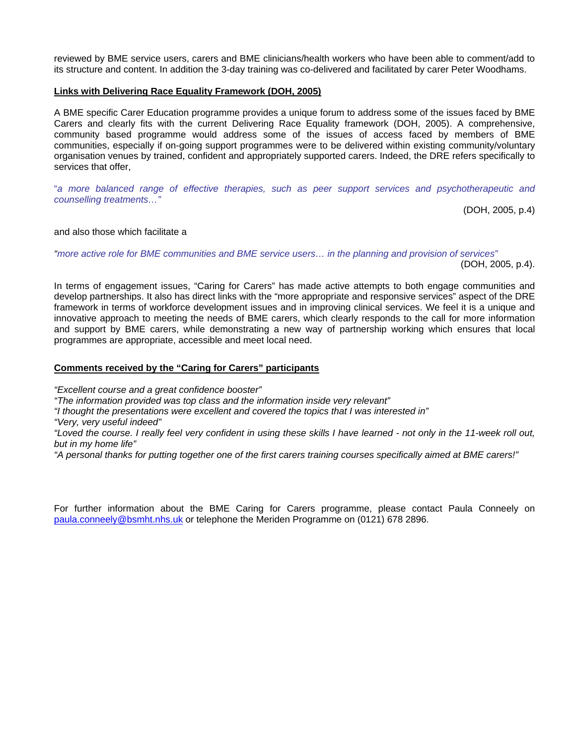reviewed by BME service users, carers and BME clinicians/health workers who have been able to comment/add to its structure and content. In addition the 3-day training was co-delivered and facilitated by carer Peter Woodhams.

**Links with Delivering Race Equality Framework (DOH, 2005)**

A BME specific Carer Education programme provides a unique forum to address some of the issues faced by BME Carers and clearly fits with the current Delivering Race Equality framework (DOH, 2005). A comprehensive, community based programme would address some of the issues of access faced by members of BME communities, especially if on-going support programmes were to be delivered within existing community/voluntary organisation venues by trained, confident and appropriately supported carers. Indeed, the DRE refers specifically to services that offer,

"*a more balanced range of effective therapies, such as peer support services and psychotherapeutic and counselling treatments…"*

(DOH, 2005, p.4)

and also those which facilitate a

*"more active role for BME communities and BME service users… in the planning and provision of services"*

(DOH, 2005, p.4).

In terms of engagement issues, "Caring for Carers" has made active attempts to both engage communities and develop partnerships. It also has direct links with the "more appropriate and responsive services" aspect of the DRE framework in terms of workforce development issues and in improving clinical services. We feel it is a unique and innovative approach to meeting the needs of BME carers, which clearly responds to the call for more information and support by BME carers, while demonstrating a new way of partnership working which ensures that local programmes are appropriate, accessible and meet local need.

**Comments received by the "Caring for Carers" participants**

*"Excellent course and a great confidence booster"*
*"The information provided was top class and the information inside very relevant"*
*"I thought the presentations were excellent and covered the topics that I was interested in"*
*"Very, very useful indeed"*
*"Loved the course. I really feel very confident in using these skills I have learned - not only in the 11-week roll out, but in my home life"*
*"A personal thanks for putting together one of the first carers training courses specifically aimed at BME carers!"*

For further information about the BME Caring for Carers programme, please contact Paula Conneely on paula.conneely@bsmht.nhs.uk or telephone the Meriden Programme on (0121) 678 2896.